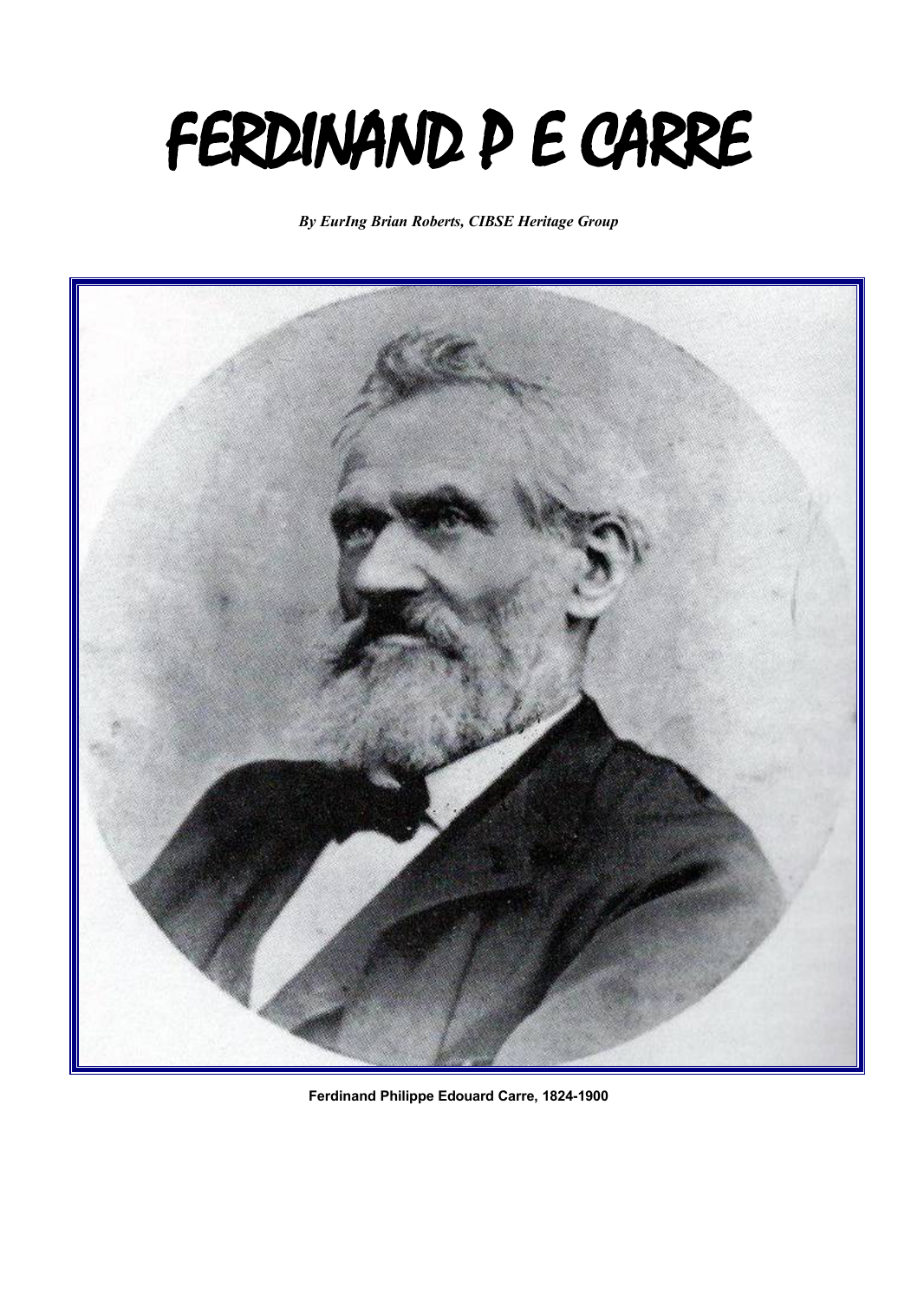# FERDINAND P E CARRE

***By EurIng Brian Roberts, CIBSE Heritage Group***

**Ferdinand Philippe Edouard Carre, 1824-1900**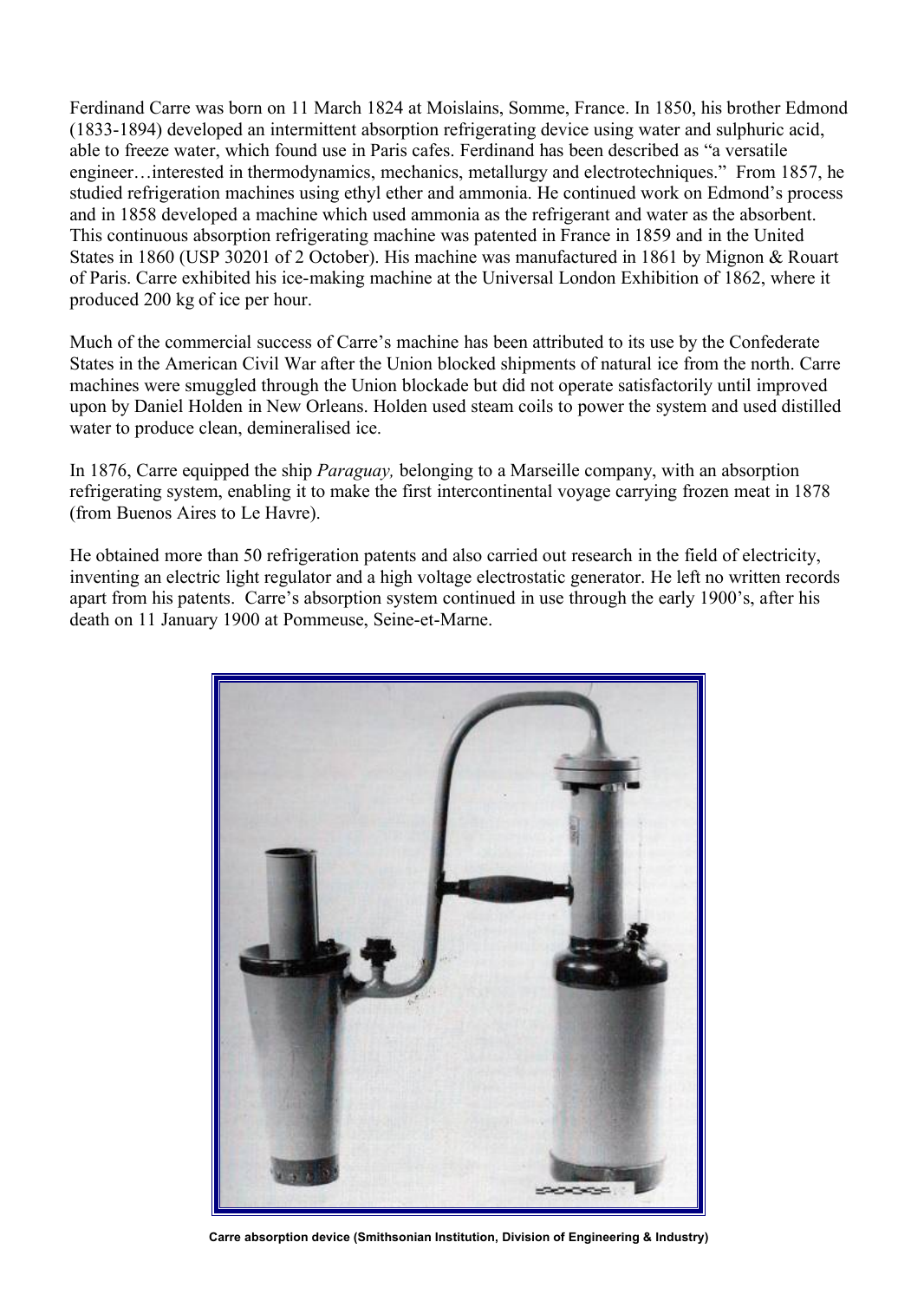Ferdinand Carre was born on 11 March 1824 at Moislains, Somme, France. In 1850, his brother Edmond (1833-1894) developed an intermittent absorption refrigerating device using water and sulphuric acid, able to freeze water, which found use in Paris cafes. Ferdinand has been described as "a versatile engineer…interested in thermodynamics, mechanics, metallurgy and electrotechniques." From 1857, he studied refrigeration machines using ethyl ether and ammonia. He continued work on Edmond's process and in 1858 developed a machine which used ammonia as the refrigerant and water as the absorbent. This continuous absorption refrigerating machine was patented in France in 1859 and in the United States in 1860 (USP 30201 of 2 October). His machine was manufactured in 1861 by Mignon & Rouart of Paris. Carre exhibited his ice-making machine at the Universal London Exhibition of 1862, where it produced 200 kg of ice per hour.

Much of the commercial success of Carre's machine has been attributed to its use by the Confederate States in the American Civil War after the Union blocked shipments of natural ice from the north. Carre machines were smuggled through the Union blockade but did not operate satisfactorily until improved upon by Daniel Holden in New Orleans. Holden used steam coils to power the system and used distilled water to produce clean, demineralised ice.

In 1876, Carre equipped the ship *Paraguay,* belonging to a Marseille company, with an absorption refrigerating system, enabling it to make the first intercontinental voyage carrying frozen meat in 1878 (from Buenos Aires to Le Havre).

He obtained more than 50 refrigeration patents and also carried out research in the field of electricity, inventing an electric light regulator and a high voltage electrostatic generator. He left no written records apart from his patents. Carre's absorption system continued in use through the early 1900's, after his death on 11 January 1900 at Pommeuse, Seine-et-Marne.

**Carre absorption device (Smithsonian Institution, Division of Engineering & Industry)**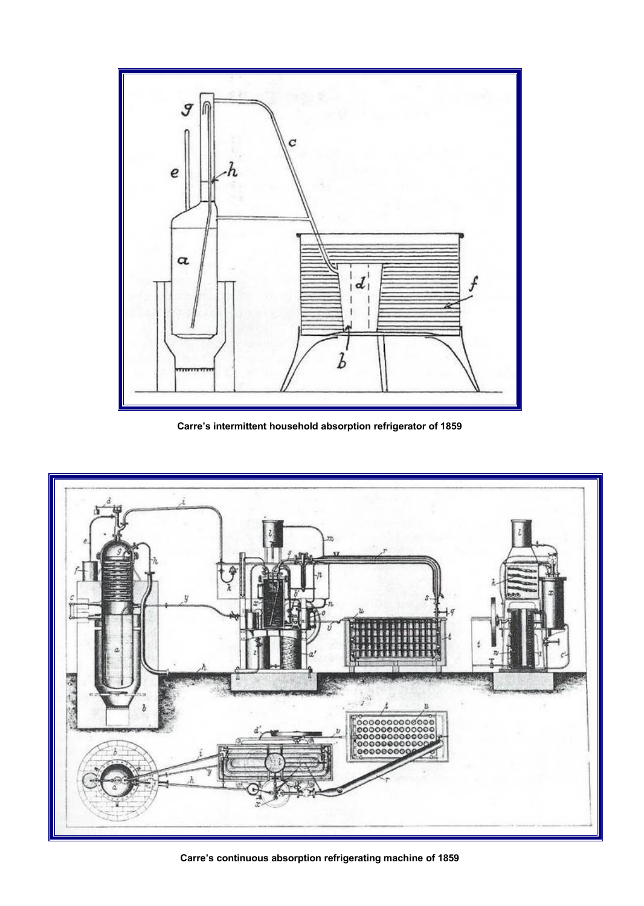Carre's intermittent household absorption refrigerator of 1859

Carre's continuous absorption refrigerating machine of 1859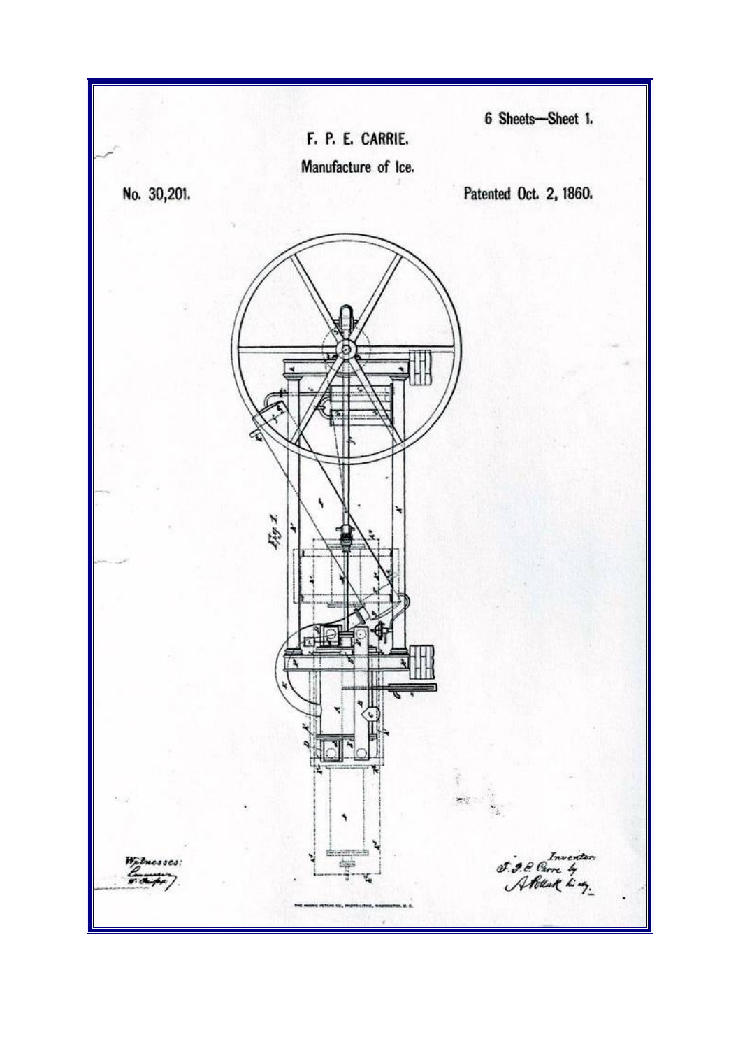6 Sheets—Sheet 1.

F. P. E. CARRIE.

Manufacture of Ice.

No. 30,201. Patented Oct. 2, 1860.

Fig. 1.

Witnesses:

Inventor:
F. P. E. Carre by
A Pollak his atty.

THE NORRIS PETERS CO., PHOTO-LITHO., WASHINGTON, D. C.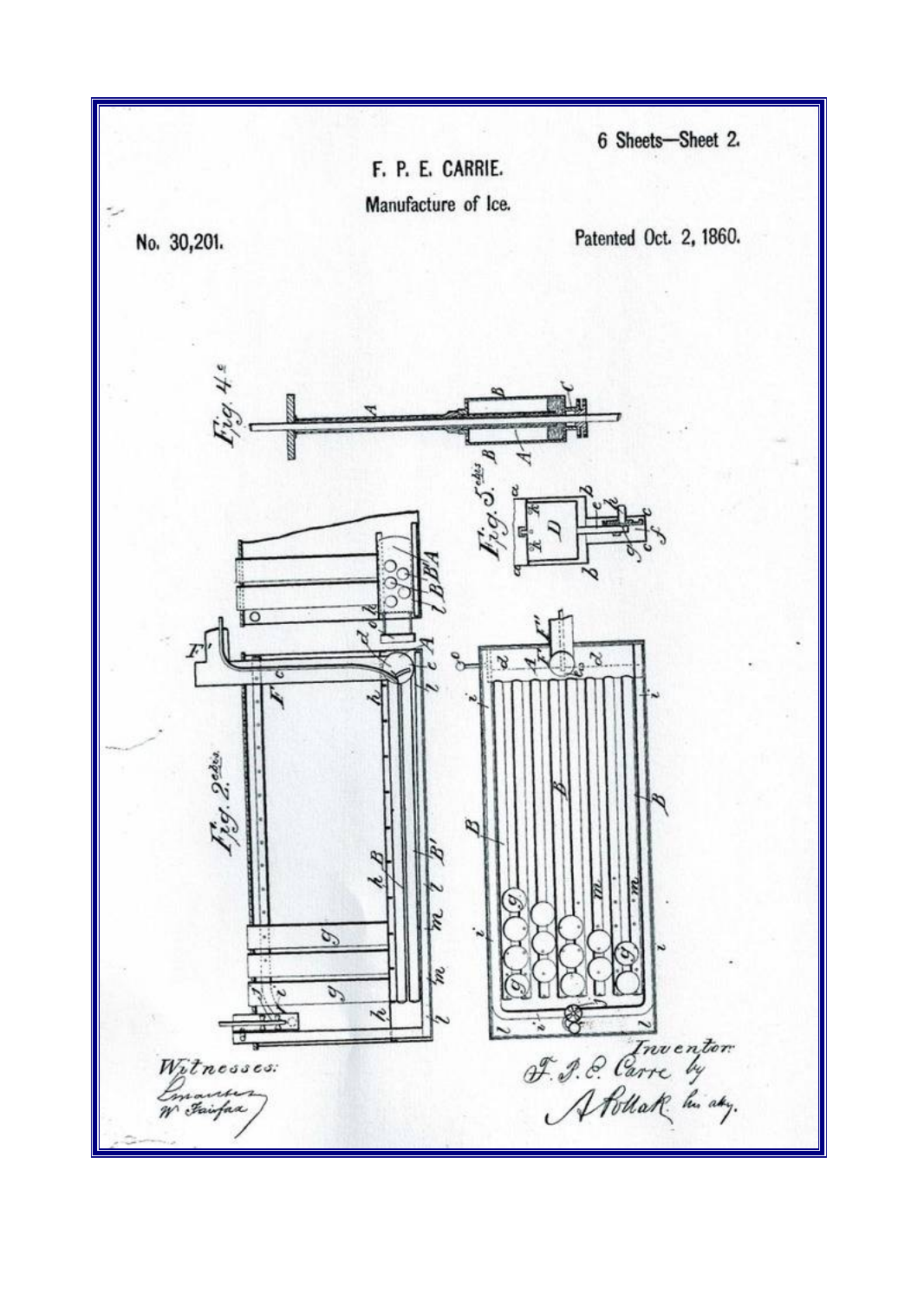6 Sheets—Sheet 2.

F. P. E. CARRIE.

Manufacture of Ice.

No. 30,201.

Patented Oct. 2, 1860.

Fig. 4.

Fig. 5.

Fig. 2.

Witnesses:

Inventor:
F. P. E. Carre by
A Pollak his atty.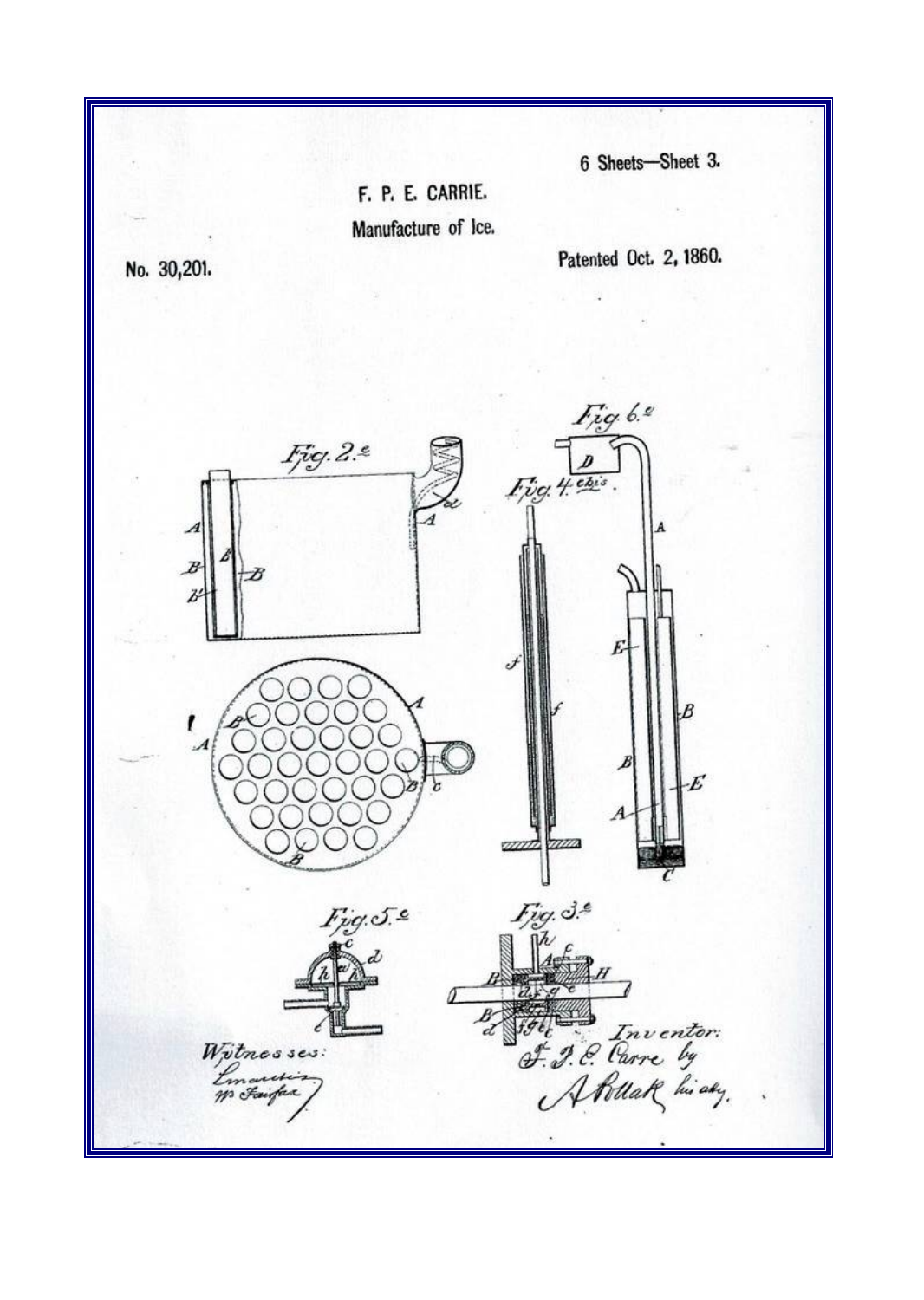6 Sheets—Sheet 3.

F. P. E. CARRIE.

Manufacture of Ice.

No. 30,201.

Patented Oct. 2, 1860.

Fig. 2.e

Fig. 6.e

Fig. 4.e bis.

Fig. 5.e

Fig. 3.e

Witnesses:

Inventor:
F. P. E. Carre by
A Pollak his atty.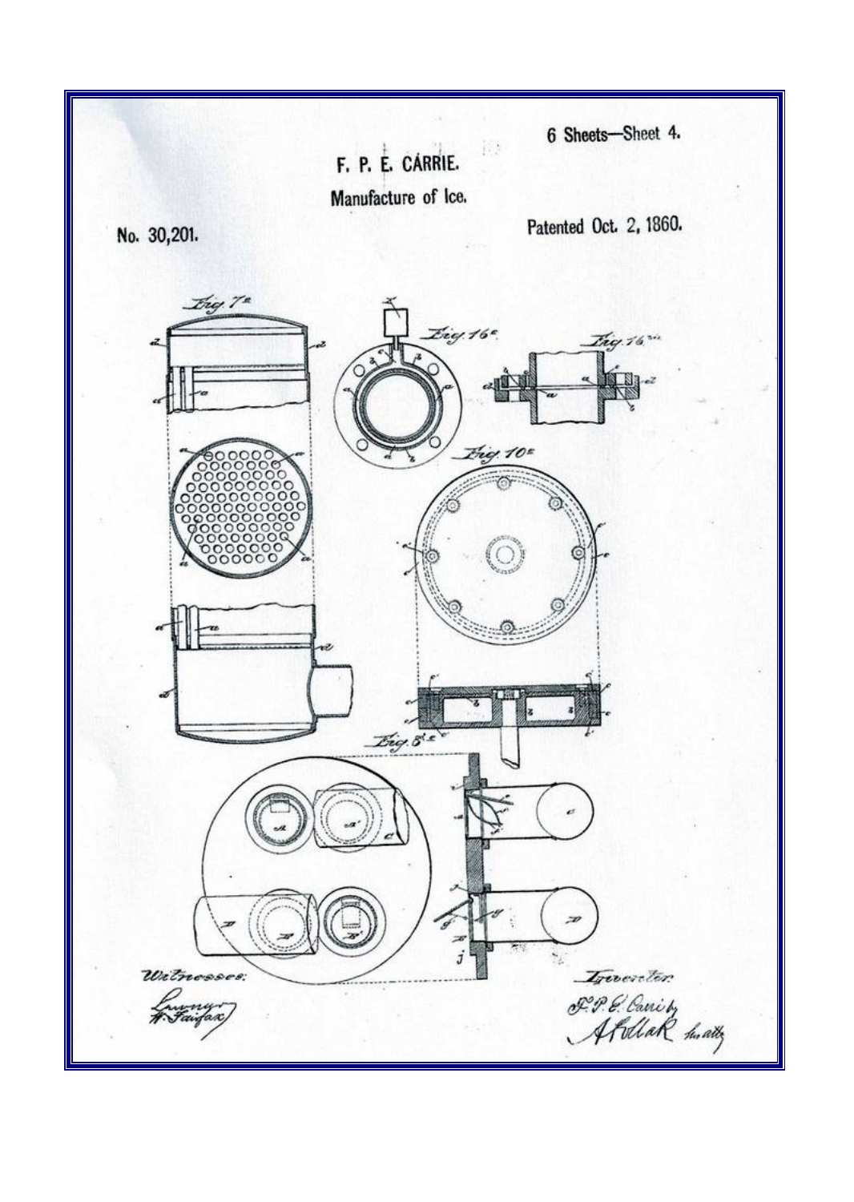6 Sheets—Sheet 4.

F. P. E. CARRIE.

Manufacture of Ice.

No. 30,201.

Patented Oct. 2, 1860.

Fig. 7a

Fig. 16e

Fig. 16ee

Fig. 10e

Fig. 8e

Witnesses:

Inventor: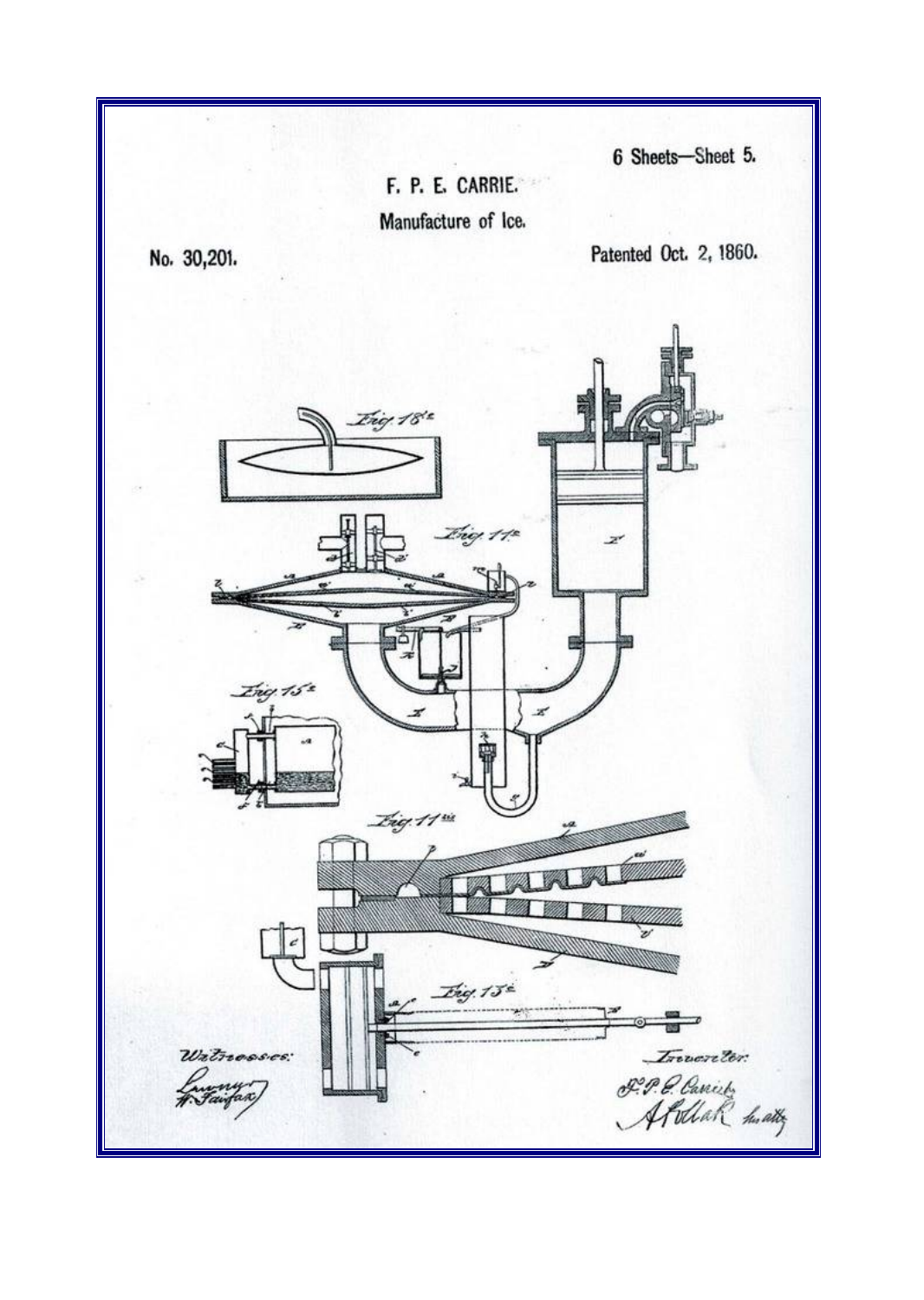6 Sheets—Sheet 5.

F. P. E. CARRIE.

Manufacture of Ice.

No. 30,201.

Patented Oct. 2, 1860.

Fig. 18e

Fig. 11e

Fig. 15e

Fig. 11sic

Fig. 13e

Witnesses:

Inventor:

F. P. E. Carrie

A Pollak his atty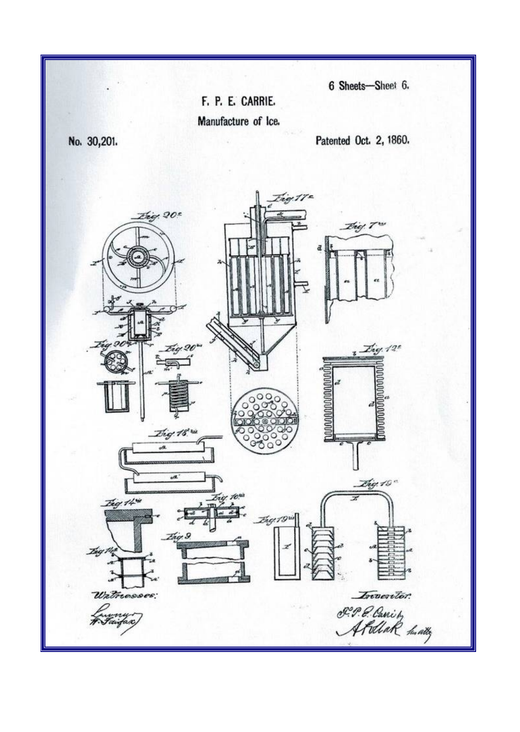6 Sheets—Sheet 6.

F. P. E. CARRIE.

Manufacture of Ice.

No. 30,201.

Patented Oct. 2, 1860.

Fig. 20.e

Fig. 17.e

Fig. 7.bis

Fig. 20.a

Fig. 20.bis

Fig. 12.e

Fig. 18.bis

Fig. 19.e

Fig. 14.bis

Fig. 10.bis

Fig. 19.bis

Fig. 9

Fig 14.e

Witnesses:

Inventor:

F. P. E. Carrie by A Pollak his atty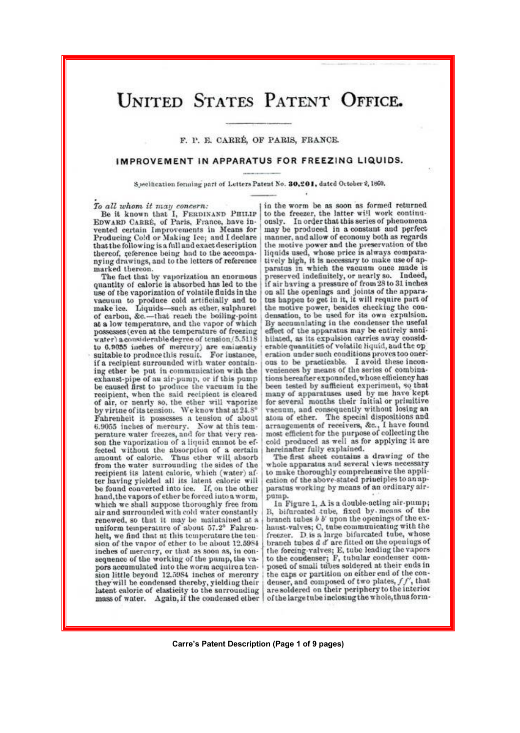# United States Patent Office.

F. P. E. CARRÉ, OF PARIS, FRANCE.

## IMPROVEMENT IN APPARATUS FOR FREEZING LIQUIDS.

Specification forming part of Letters Patent No. **30,201**, dated October 2, 1860.

*To all whom it may concern:*

Be it known that I, FERDINAND PHILIP EDWARD CARRÉ, of Paris, France, have invented certain Improvements in Means for Producing Cold or Making Ice; and I declare that the following is a full and exact description thereof, reference being had to the accompanying drawings, and to the letters of reference marked thereon.

The fact that by vaporization an enormous quantity of caloric is absorbed has led to the use of the vaporization of volatile fluids in the vacuum to produce cold artificially and to make ice. Liquids—such as ether, sulphuret of carbon, &c.—that reach the boiling-point at a low temperature, and the vapor of which possesses (even at the temperature of freezing water) a considerable degree of tension (5.5118 to 6.9055 inches of mercury) are eminently suitable to produce this result. For instance, if a recipient surrounded with water containing ether be put in communication with the exhaust-pipe of an air-pump, or if this pump be caused first to produce the vacuum in the recipient, when the said recipient is cleared of air, or nearly so, the ether will vaporize by virtue of its tension. We know that at 24.8° Fahrenheit it possesses a tension of about 6.9055 inches of mercury. Now at this temperature water freezes, and for that very reason the vaporization of a liquid cannot be effected without the absorption of a certain amount of caloric. Thus ether will absorb from the water surrounding the sides of the recipient its latent caloric, which (water) after having yielded all its latent caloric will be found converted into ice. If, on the other hand, the vapors of ether be forced into a worm, which we shall suppose thoroughly free from air and surrounded with cold water constantly renewed, so that it may be maintained at a uniform temperature of about 57.2° Fahrenheit, we find that at this temperature the tension of the vapor of ether to be about 12.5984 inches of mercury, or that as soon as, in consequence of the working of the pump, the vapors accumulated into the worm acquire a tension little beyond 12.5984 inches of mercury they will be condensed thereby, yielding their latent caloric of elasticity to the surrounding mass of water. Again, if the condensed ether in the worm be as soon as formed returned to the freezer, the latter will work continuously. In order that this series of phenomena may be produced in a constant and perfect manner, and allow of economy both as regards the motive power and the preservation of the liquids used, whose price is always comparatively high, it is necessary to make use of apparatus in which the vacuum once made is preserved indefinitely, or nearly so. Indeed, if air having a pressure of from 28 to 31 inches on all the openings and joints of the apparatus happen to get in it, it will require part of the motive power, besides checking the condensation, to be used for its own expulsion. By accumulating in the condenser the useful effect of the apparatus may be entirely annihilated, as its expulsion carries away considerable quantities of volatile liquid, and the operation under such conditions proves too onerous to be practicable. I avoid these inconveniences by means of the series of combinations hereafter expounded, whose efficiency has been tested by sufficient experiment, so that many of apparatuses used by me have kept for several months their initial or primitive vacuum, and consequently without losing an atom of ether. The special dispositions and arrangements of receivers, &c., I have found most efficient for the purpose of collecting the cold produced as well as for applying it are hereinafter fully explained.

The first sheet contains a drawing of the whole apparatus and several views necessary to make thoroughly comprehensive the application of the above-stated principles to an apparatus working by means of an ordinary air-pump.

In Figure 1, A is a double-acting air-pump; B, bifurcated tube, fixed by means of the branch tubes $b$ $b'$ upon the openings of the exhaust-valves; C, tube communicating with the freezer. D is a large bifurcated tube, whose branch tubes $d$ $d'$ are fitted on the openings of the forcing-valves; E, tube leading the vapors to the condenser; F, tubular condenser composed of small tubes soldered at their ends in the caps or partition on either end of the condenser, and composed of two plates, $f$ $f'$, that are soldered on their periphery to the interior of the large tube inclosing the whole, thus form-

Carre's Patent Description (Page 1 of 9 pages)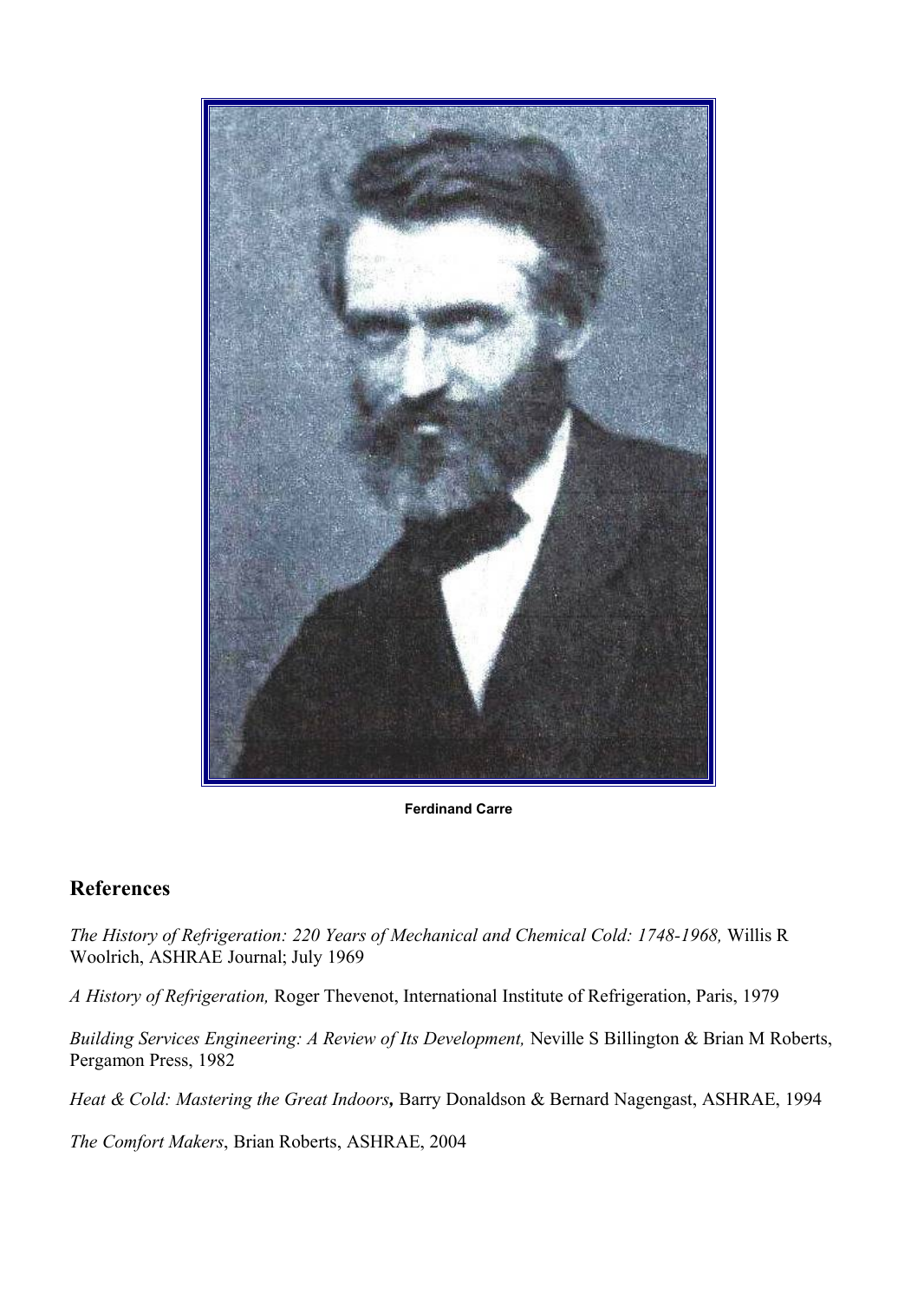**Ferdinand Carre**

## References

*The History of Refrigeration: 220 Years of Mechanical and Chemical Cold: 1748-1968,* Willis R Woolrich, ASHRAE Journal; July 1969

*A History of Refrigeration,* Roger Thevenot, International Institute of Refrigeration, Paris, 1979

*Building Services Engineering: A Review of Its Development,* Neville S Billington & Brian M Roberts, Pergamon Press, 1982

*Heat & Cold: Mastering the Great Indoors*, Barry Donaldson & Bernard Nagengast, ASHRAE, 1994

*The Comfort Makers*, Brian Roberts, ASHRAE, 2004